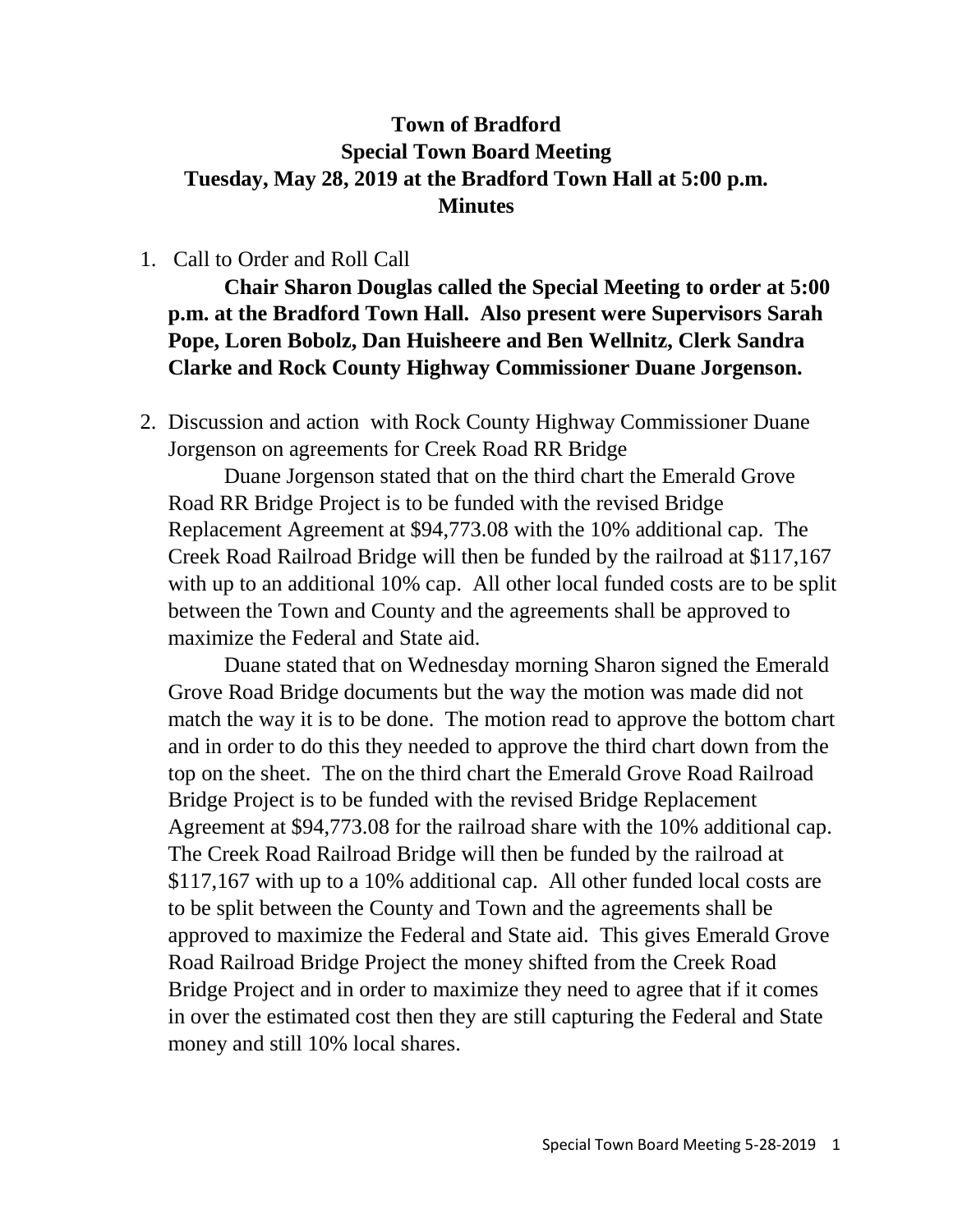# Town of Bradford
## Special Town Board Meeting
## Tuesday, May 28, 2019 at the Bradford Town Hall at 5:00 p.m.
## Minutes

1. Call to Order and Roll Call

   **Chair Sharon Douglas called the Special Meeting to order at 5:00 p.m. at the Bradford Town Hall. Also present were Supervisors Sarah Pope, Loren Bobolz, Dan Huisheere and Ben Wellnitz, Clerk Sandra Clarke and Rock County Highway Commissioner Duane Jorgenson.**

2. Discussion and action with Rock County Highway Commissioner Duane Jorgenson on agreements for Creek Road RR Bridge

   Duane Jorgenson stated that on the third chart the Emerald Grove Road RR Bridge Project is to be funded with the revised Bridge Replacement Agreement at $94,773.08 with the 10% additional cap. The Creek Road Railroad Bridge will then be funded by the railroad at $117,167 with up to an additional 10% cap. All other local funded costs are to be split between the Town and County and the agreements shall be approved to maximize the Federal and State aid.

   Duane stated that on Wednesday morning Sharon signed the Emerald Grove Road Bridge documents but the way the motion was made did not match the way it is to be done. The motion read to approve the bottom chart and in order to do this they needed to approve the third chart down from the top on the sheet. The on the third chart the Emerald Grove Road Railroad Bridge Project is to be funded with the revised Bridge Replacement Agreement at $94,773.08 for the railroad share with the 10% additional cap. The Creek Road Railroad Bridge will then be funded by the railroad at $117,167 with up to a 10% additional cap. All other funded local costs are to be split between the County and Town and the agreements shall be approved to maximize the Federal and State aid. This gives Emerald Grove Road Railroad Bridge Project the money shifted from the Creek Road Bridge Project and in order to maximize they need to agree that if it comes in over the estimated cost then they are still capturing the Federal and State money and still 10% local shares.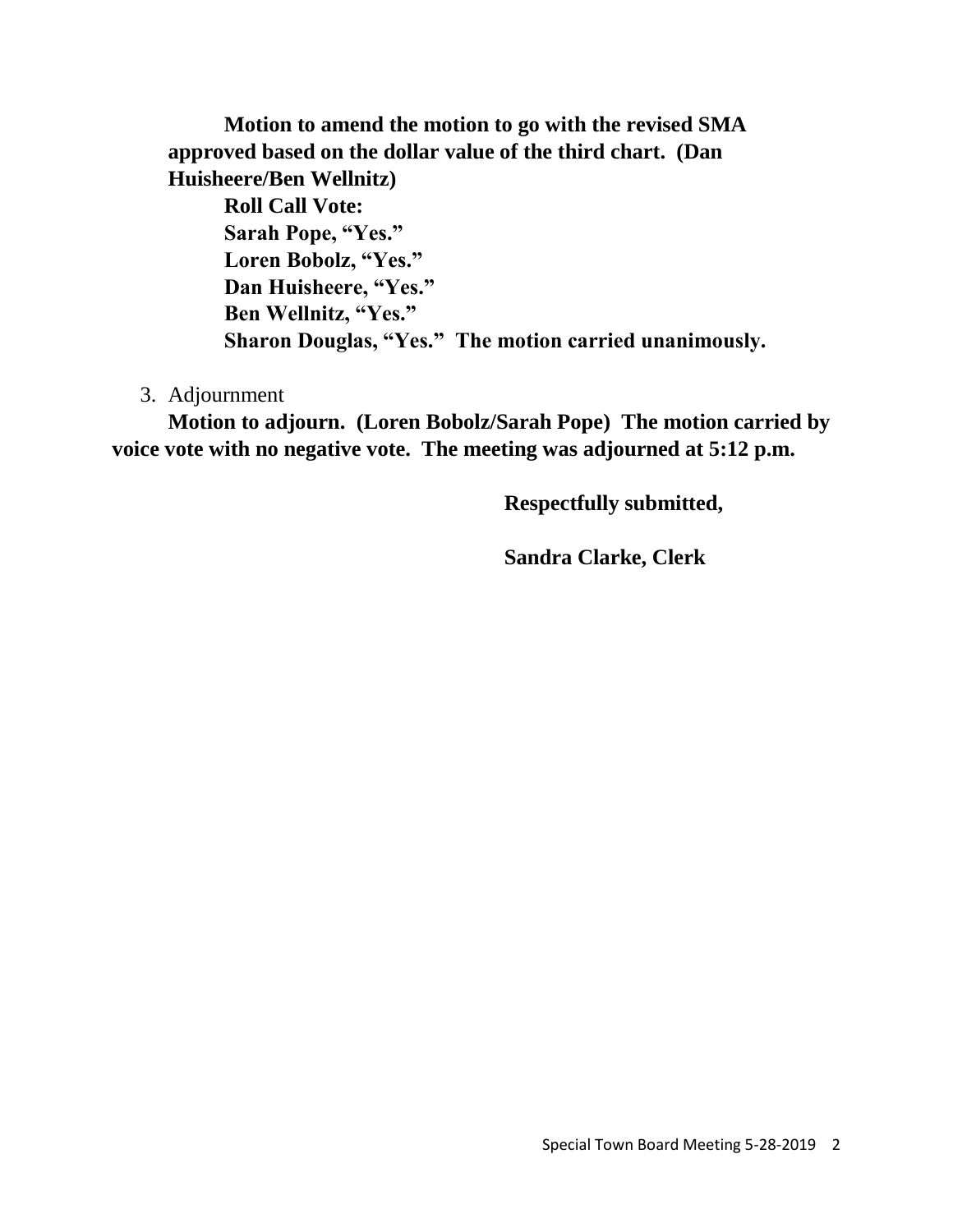**Motion to amend the motion to go with the revised SMA approved based on the dollar value of the third chart. (Dan Huisheere/Ben Wellnitz)**

**Roll Call Vote:**
**Sarah Pope, "Yes."**
**Loren Bobolz, "Yes."**
**Dan Huisheere, "Yes."**
**Ben Wellnitz, "Yes."**
**Sharon Douglas, "Yes." The motion carried unanimously.**

3. Adjournment

**Motion to adjourn. (Loren Bobolz/Sarah Pope) The motion carried by voice vote with no negative vote. The meeting was adjourned at 5:12 p.m.**

**Respectfully submitted,**

**Sandra Clarke, Clerk**